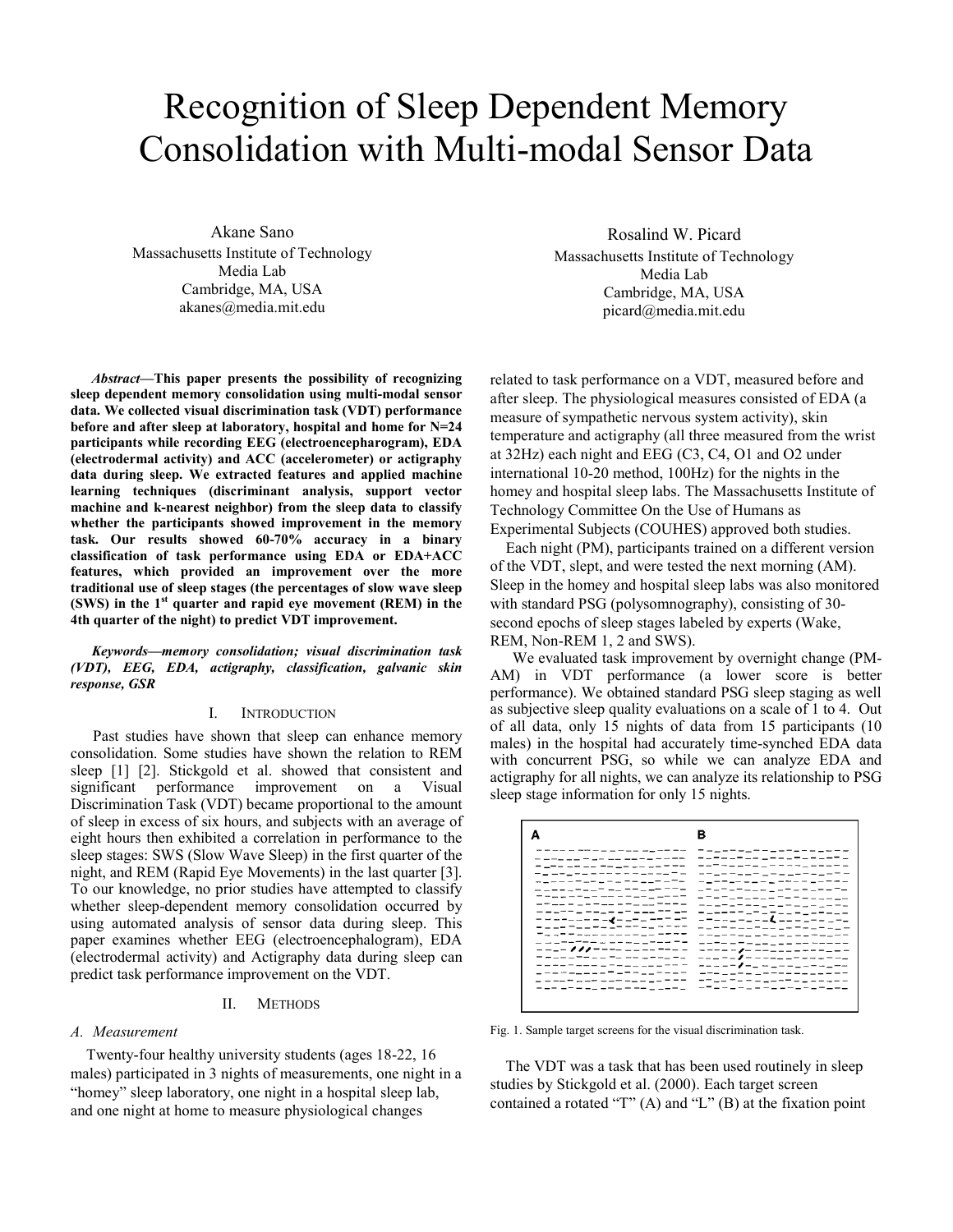# Recognition of Sleep Dependent Memory Consolidation with Multi-modal Sensor Data

Akane Sano
Massachusetts Institute of Technology
Media Lab
Cambridge, MA, USA
akanes@media.mit.edu

Rosalind W. Picard
Massachusetts Institute of Technology
Media Lab
Cambridge, MA, USA
picard@media.mit.edu

***Abstract*—This paper presents the possibility of recognizing sleep dependent memory consolidation using multi-modal sensor data. We collected visual discrimination task (VDT) performance before and after sleep at laboratory, hospital and home for N=24 participants while recording EEG (electroencepharogram), EDA (electrodermal activity) and ACC (accelerometer) or actigraphy data during sleep. We extracted features and applied machine learning techniques (discriminant analysis, support vector machine and k-nearest neighbor) from the sleep data to classify whether the participants showed improvement in the memory task. Our results showed 60-70% accuracy in a binary classification of task performance using EDA or EDA+ACC features, which provided an improvement over the more traditional use of sleep stages (the percentages of slow wave sleep (SWS) in the 1st quarter and rapid eye movement (REM) in the 4th quarter of the night) to predict VDT improvement.**

***Keywords—memory consolidation; visual discrimination task (VDT), EEG, EDA, actigraphy, classification, galvanic skin response, GSR***

## I. Introduction

Past studies have shown that sleep can enhance memory consolidation. Some studies have shown the relation to REM sleep [1] [2]. Stickgold et al. showed that consistent and significant performance improvement on a Visual Discrimination Task (VDT) became proportional to the amount of sleep in excess of six hours, and subjects with an average of eight hours then exhibited a correlation in performance to the sleep stages: SWS (Slow Wave Sleep) in the first quarter of the night, and REM (Rapid Eye Movements) in the last quarter [3]. To our knowledge, no prior studies have attempted to classify whether sleep-dependent memory consolidation occurred by using automated analysis of sensor data during sleep. This paper examines whether EEG (electroencephalogram), EDA (electrodermal activity) and Actigraphy data during sleep can predict task performance improvement on the VDT.

## II. Methods

### *A. Measurement*

Twenty-four healthy university students (ages 18-22, 16 males) participated in 3 nights of measurements, one night in a "homey" sleep laboratory, one night in a hospital sleep lab, and one night at home to measure physiological changes related to task performance on a VDT, measured before and after sleep. The physiological measures consisted of EDA (a measure of sympathetic nervous system activity), skin temperature and actigraphy (all three measured from the wrist at 32Hz) each night and EEG (C3, C4, O1 and O2 under international 10-20 method, 100Hz) for the nights in the homey and hospital sleep labs. The Massachusetts Institute of Technology Committee On the Use of Humans as Experimental Subjects (COUHES) approved both studies.

Each night (PM), participants trained on a different version of the VDT, slept, and were tested the next morning (AM). Sleep in the homey and hospital sleep labs was also monitored with standard PSG (polysomnography), consisting of 30-second epochs of sleep stages labeled by experts (Wake, REM, Non-REM 1, 2 and SWS).

We evaluated task improvement by overnight change (PM-AM) in VDT performance (a lower score is better performance). We obtained standard PSG sleep staging as well as subjective sleep quality evaluations on a scale of 1 to 4. Out of all data, only 15 nights of data from 15 participants (10 males) in the hospital had accurately time-synched EDA data with concurrent PSG, so while we can analyze EDA and actigraphy for all nights, we can analyze its relationship to PSG sleep stage information for only 15 nights.

Fig. 1. Sample target screens for the visual discrimination task.

The VDT was a task that has been used routinely in sleep studies by Stickgold et al. (2000). Each target screen contained a rotated "T" (A) and "L" (B) at the fixation point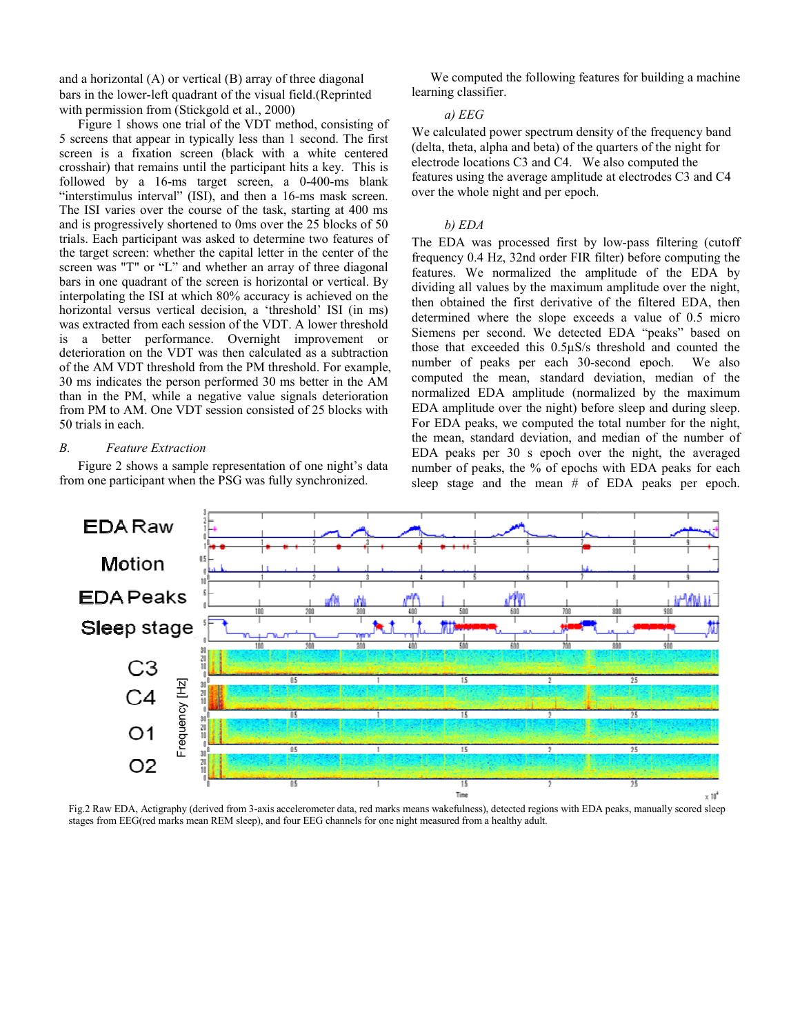and a horizontal (A) or vertical (B) array of three diagonal bars in the lower-left quadrant of the visual field.(Reprinted with permission from (Stickgold et al., 2000)

Figure 1 shows one trial of the VDT method, consisting of 5 screens that appear in typically less than 1 second. The first screen is a fixation screen (black with a white centered crosshair) that remains until the participant hits a key. This is followed by a 16-ms target screen, a 0-400-ms blank "interstimulus interval" (ISI), and then a 16-ms mask screen. The ISI varies over the course of the task, starting at 400 ms and is progressively shortened to 0ms over the 25 blocks of 50 trials. Each participant was asked to determine two features of the target screen: whether the capital letter in the center of the screen was "T" or "L" and whether an array of three diagonal bars in one quadrant of the screen is horizontal or vertical. By interpolating the ISI at which 80% accuracy is achieved on the horizontal versus vertical decision, a 'threshold' ISI (in ms) was extracted from each session of the VDT. A lower threshold is a better performance. Overnight improvement or deterioration on the VDT was then calculated as a subtraction of the AM VDT threshold from the PM threshold. For example, 30 ms indicates the person performed 30 ms better in the AM than in the PM, while a negative value signals deterioration from PM to AM. One VDT session consisted of 25 blocks with 50 trials in each.

### B. *Feature Extraction*

Figure 2 shows a sample representation of one night's data from one participant when the PSG was fully synchronized.

We computed the following features for building a machine learning classifier.

#### *a) EEG*

We calculated power spectrum density of the frequency band (delta, theta, alpha and beta) of the quarters of the night for electrode locations C3 and C4. We also computed the features using the average amplitude at electrodes C3 and C4 over the whole night and per epoch.

#### *b) EDA*

The EDA was processed first by low-pass filtering (cutoff frequency 0.4 Hz, 32nd order FIR filter) before computing the features. We normalized the amplitude of the EDA by dividing all values by the maximum amplitude over the night, then obtained the first derivative of the filtered EDA, then determined where the slope exceeds a value of 0.5 micro Siemens per second. We detected EDA "peaks" based on those that exceeded this 0.5µS/s threshold and counted the number of peaks per each 30-second epoch. We also computed the mean, standard deviation, median of the normalized EDA amplitude (normalized by the maximum EDA amplitude over the night) before sleep and during sleep. For EDA peaks, we computed the total number for the night, the mean, standard deviation, and median of the number of EDA peaks per 30 s epoch over the night, the averaged number of peaks, the % of epochs with EDA peaks for each sleep stage and the mean # of EDA peaks per epoch.

Fig.2 Raw EDA, Actigraphy (derived from 3-axis accelerometer data, red marks means wakefulness), detected regions with EDA peaks, manually scored sleep stages from EEG(red marks mean REM sleep), and four EEG channels for one night measured from a healthy adult.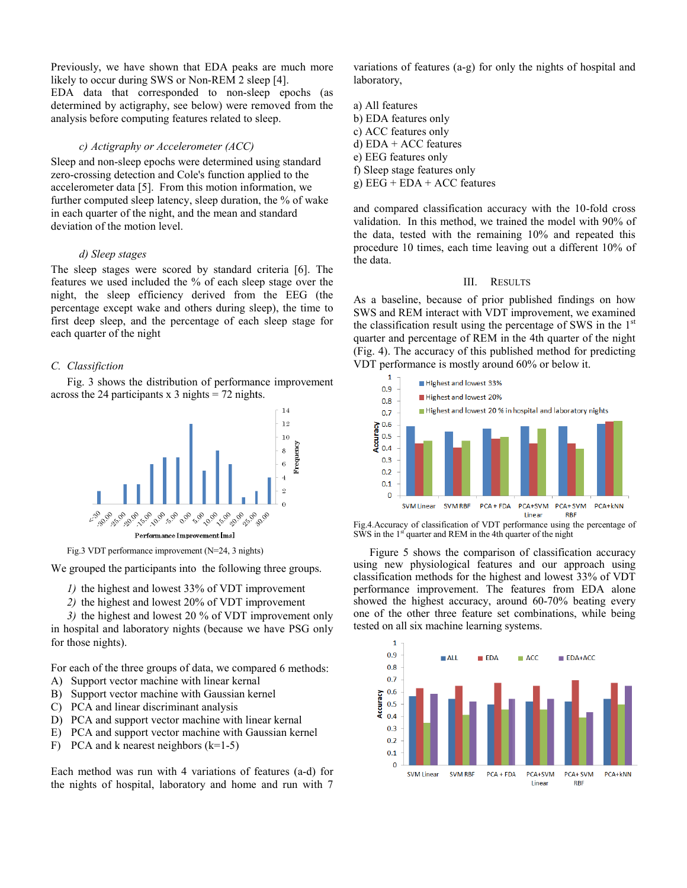Previously, we have shown that EDA peaks are much more likely to occur during SWS or Non-REM 2 sleep [4]. EDA data that corresponded to non-sleep epochs (as determined by actigraphy, see below) were removed from the analysis before computing features related to sleep.

*c) Actigraphy or Accelerometer (ACC)*

Sleep and non-sleep epochs were determined using standard zero-crossing detection and Cole's function applied to the accelerometer data [5]. From this motion information, we further computed sleep latency, sleep duration, the % of wake in each quarter of the night, and the mean and standard deviation of the motion level.

*d) Sleep stages*

The sleep stages were scored by standard criteria [6]. The features we used included the % of each sleep stage over the night, the sleep efficiency derived from the EEG (the percentage except wake and others during sleep), the time to first deep sleep, and the percentage of each sleep stage for each quarter of the night

## C. Classification

Fig. 3 shows the distribution of performance improvement across the 24 participants x 3 nights = 72 nights.

Fig.3 VDT performance improvement (N=24, 3 nights)

We grouped the participants into the following three groups.

1) the highest and lowest 33% of VDT improvement
2) the highest and lowest 20% of VDT improvement
3) the highest and lowest 20 % of VDT improvement only in hospital and laboratory nights (because we have PSG only for those nights).

For each of the three groups of data, we compared 6 methods:

A) Support vector machine with linear kernal
B) Support vector machine with Gaussian kernel
C) PCA and linear discriminant analysis
D) PCA and support vector machine with linear kernal
E) PCA and support vector machine with Gaussian kernel
F) PCA and k nearest neighbors (k=1-5)

Each method was run with 4 variations of features (a-d) for the nights of hospital, laboratory and home and run with 7 variations of features (a-g) for only the nights of hospital and laboratory,

a) All features
b) EDA features only
c) ACC features only
d) EDA + ACC features
e) EEG features only
f) Sleep stage features only
g) EEG + EDA + ACC features

and compared classification accuracy with the 10-fold cross validation. In this method, we trained the model with 90% of the data, tested with the remaining 10% and repeated this procedure 10 times, each time leaving out a different 10% of the data.

# III. Results

As a baseline, because of prior published findings on how SWS and REM interact with VDT improvement, we examined the classification result using the percentage of SWS in the 1[st] quarter and percentage of REM in the 4th quarter of the night (Fig. 4). The accuracy of this published method for predicting VDT performance is mostly around 60% or below it.

Fig.4.Accuracy of classification of VDT performance using the percentage of SWS in the 1[st] quarter and REM in the 4th quarter of the night

Figure 5 shows the comparison of classification accuracy using new physiological features and our approach using classification methods for the highest and lowest 33% of VDT performance improvement. The features from EDA alone showed the highest accuracy, around 60-70% beating every one of the other three feature set combinations, while being tested on all six machine learning systems.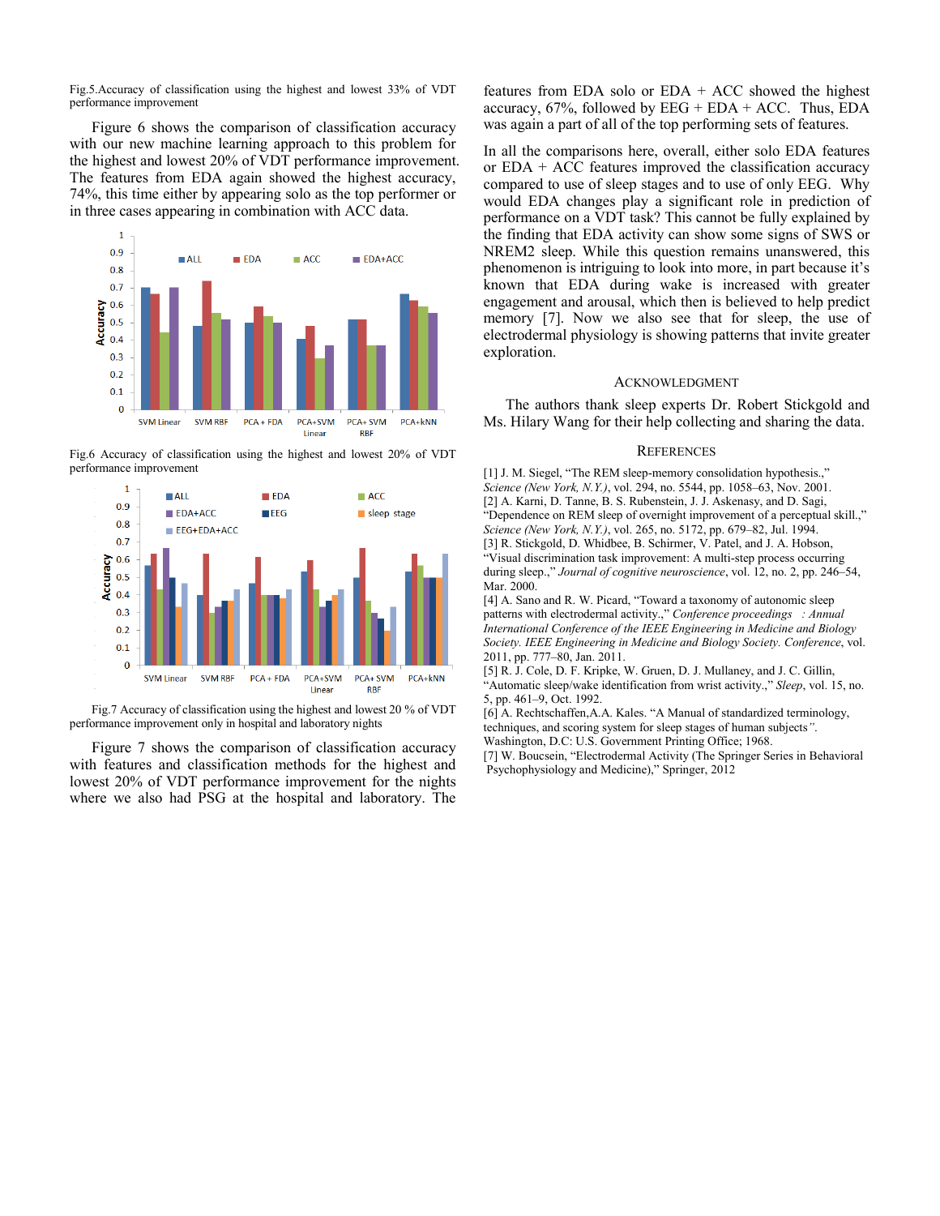Fig.5.Accuracy of classification using the highest and lowest 33% of VDT performance improvement

Figure 6 shows the comparison of classification accuracy with our new machine learning approach to this problem for the highest and lowest 20% of VDT performance improvement. The features from EDA again showed the highest accuracy, 74%, this time either by appearing solo as the top performer or in three cases appearing in combination with ACC data.

Accuracy

1
0.9
0.8
0.7
0.6
0.5
0.4
0.3
0.2
0.1
0

ALL EDA ACC EDA+ACC

SVM Linear SVM RBF PCA + FDA PCA+SVM Linear PCA+ SVM RBF PCA+kNN

Fig.6 Accuracy of classification using the highest and lowest 20% of VDT performance improvement

Accuracy

1
0.9
0.8
0.7
0.6
0.5
0.4
0.3
0.2
0.1
0

ALL EDA ACC EDA+ACC EEG sleep stage EEG+EDA+ACC

SVM Linear SVM RBF PCA + FDA PCA+SVM Linear PCA+ SVM RBF PCA+kNN

Fig.7 Accuracy of classification using the highest and lowest 20 % of VDT performance improvement only in hospital and laboratory nights

Figure 7 shows the comparison of classification accuracy with features and classification methods for the highest and lowest 20% of VDT performance improvement for the nights where we also had PSG at the hospital and laboratory. The features from EDA solo or EDA + ACC showed the highest accuracy, 67%, followed by EEG + EDA + ACC. Thus, EDA was again a part of all of the top performing sets of features.

In all the comparisons here, overall, either solo EDA features or EDA + ACC features improved the classification accuracy compared to use of sleep stages and to use of only EEG. Why would EDA changes play a significant role in prediction of performance on a VDT task? This cannot be fully explained by the finding that EDA activity can show some signs of SWS or NREM2 sleep. While this question remains unanswered, this phenomenon is intriguing to look into more, in part because it's known that EDA during wake is increased with greater engagement and arousal, which then is believed to help predict memory [7]. Now we also see that for sleep, the use of electrodermal physiology is showing patterns that invite greater exploration.

## Acknowledgment

The authors thank sleep experts Dr. Robert Stickgold and Ms. Hilary Wang for their help collecting and sharing the data.

## References

[1] J. M. Siegel, "The REM sleep-memory consolidation hypothesis.," *Science (New York, N.Y.)*, vol. 294, no. 5544, pp. 1058–63, Nov. 2001.

[2] A. Karni, D. Tanne, B. S. Rubenstein, J. J. Askenasy, and D. Sagi, "Dependence on REM sleep of overnight improvement of a perceptual skill.," *Science (New York, N.Y.)*, vol. 265, no. 5172, pp. 679–82, Jul. 1994.

[3] R. Stickgold, D. Whidbee, B. Schirmer, V. Patel, and J. A. Hobson, "Visual discrimination task improvement: A multi-step process occurring during sleep.," *Journal of cognitive neuroscience*, vol. 12, no. 2, pp. 246–54, Mar. 2000.

[4] A. Sano and R. W. Picard, "Toward a taxonomy of autonomic sleep patterns with electrodermal activity.," *Conference proceedings : Annual International Conference of the IEEE Engineering in Medicine and Biology Society. IEEE Engineering in Medicine and Biology Society. Conference*, vol. 2011, pp. 777–80, Jan. 2011.

[5] R. J. Cole, D. F. Kripke, W. Gruen, D. J. Mullaney, and J. C. Gillin, "Automatic sleep/wake identification from wrist activity.," *Sleep*, vol. 15, no. 5, pp. 461–9, Oct. 1992.

[6] A. Rechtschaffen,A.A. Kales. "A Manual of standardized terminology, techniques, and scoring system for sleep stages of human subjects*"*. Washington, D.C: U.S. Government Printing Office; 1968.

[7] W. Boucsein, "Electrodermal Activity (The Springer Series in Behavioral Psychophysiology and Medicine)," Springer, 2012